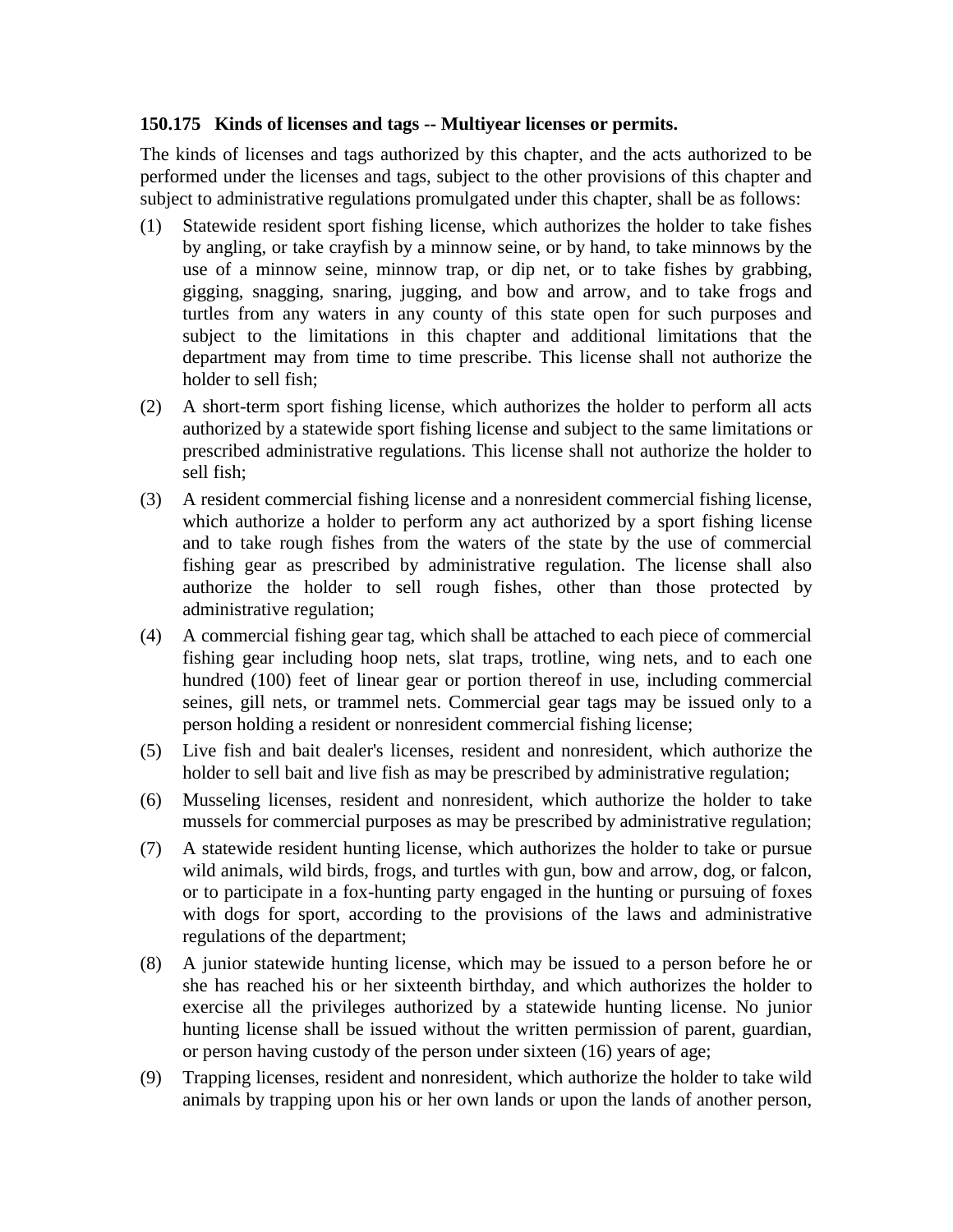**150.175 Kinds of licenses and tags -- Multiyear licenses or permits.**

The kinds of licenses and tags authorized by this chapter, and the acts authorized to be performed under the licenses and tags, subject to the other provisions of this chapter and subject to administrative regulations promulgated under this chapter, shall be as follows:

(1) Statewide resident sport fishing license, which authorizes the holder to take fishes by angling, or take crayfish by a minnow seine, or by hand, to take minnows by the use of a minnow seine, minnow trap, or dip net, or to take fishes by grabbing, gigging, snagging, snaring, jugging, and bow and arrow, and to take frogs and turtles from any waters in any county of this state open for such purposes and subject to the limitations in this chapter and additional limitations that the department may from time to time prescribe. This license shall not authorize the holder to sell fish;

(2) A short-term sport fishing license, which authorizes the holder to perform all acts authorized by a statewide sport fishing license and subject to the same limitations or prescribed administrative regulations. This license shall not authorize the holder to sell fish;

(3) A resident commercial fishing license and a nonresident commercial fishing license, which authorize a holder to perform any act authorized by a sport fishing license and to take rough fishes from the waters of the state by the use of commercial fishing gear as prescribed by administrative regulation. The license shall also authorize the holder to sell rough fishes, other than those protected by administrative regulation;

(4) A commercial fishing gear tag, which shall be attached to each piece of commercial fishing gear including hoop nets, slat traps, trotline, wing nets, and to each one hundred (100) feet of linear gear or portion thereof in use, including commercial seines, gill nets, or trammel nets. Commercial gear tags may be issued only to a person holding a resident or nonresident commercial fishing license;

(5) Live fish and bait dealer's licenses, resident and nonresident, which authorize the holder to sell bait and live fish as may be prescribed by administrative regulation;

(6) Musseling licenses, resident and nonresident, which authorize the holder to take mussels for commercial purposes as may be prescribed by administrative regulation;

(7) A statewide resident hunting license, which authorizes the holder to take or pursue wild animals, wild birds, frogs, and turtles with gun, bow and arrow, dog, or falcon, or to participate in a fox-hunting party engaged in the hunting or pursuing of foxes with dogs for sport, according to the provisions of the laws and administrative regulations of the department;

(8) A junior statewide hunting license, which may be issued to a person before he or she has reached his or her sixteenth birthday, and which authorizes the holder to exercise all the privileges authorized by a statewide hunting license. No junior hunting license shall be issued without the written permission of parent, guardian, or person having custody of the person under sixteen (16) years of age;

(9) Trapping licenses, resident and nonresident, which authorize the holder to take wild animals by trapping upon his or her own lands or upon the lands of another person,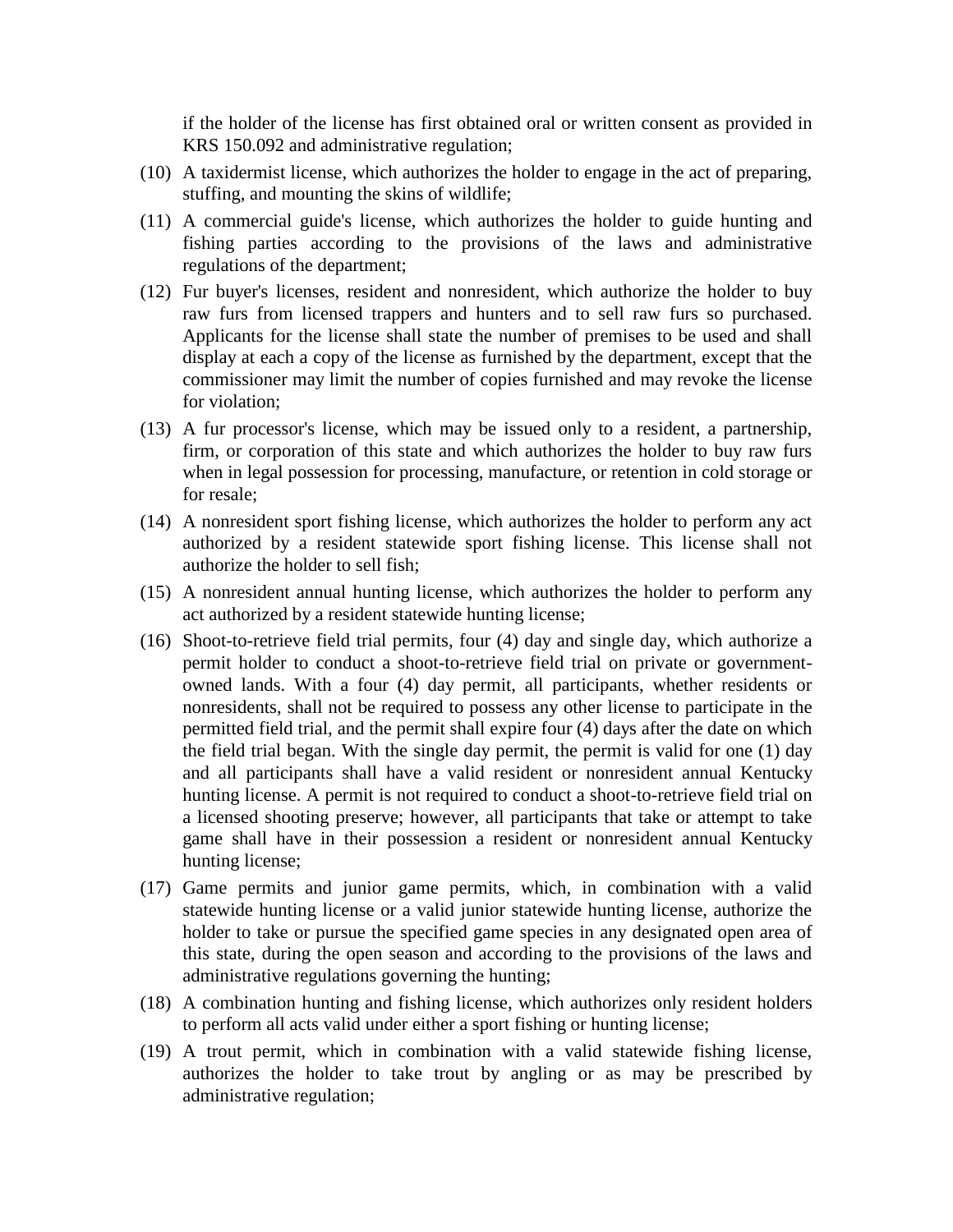if the holder of the license has first obtained oral or written consent as provided in KRS 150.092 and administrative regulation;

(10) A taxidermist license, which authorizes the holder to engage in the act of preparing, stuffing, and mounting the skins of wildlife;

(11) A commercial guide's license, which authorizes the holder to guide hunting and fishing parties according to the provisions of the laws and administrative regulations of the department;

(12) Fur buyer's licenses, resident and nonresident, which authorize the holder to buy raw furs from licensed trappers and hunters and to sell raw furs so purchased. Applicants for the license shall state the number of premises to be used and shall display at each a copy of the license as furnished by the department, except that the commissioner may limit the number of copies furnished and may revoke the license for violation;

(13) A fur processor's license, which may be issued only to a resident, a partnership, firm, or corporation of this state and which authorizes the holder to buy raw furs when in legal possession for processing, manufacture, or retention in cold storage or for resale;

(14) A nonresident sport fishing license, which authorizes the holder to perform any act authorized by a resident statewide sport fishing license. This license shall not authorize the holder to sell fish;

(15) A nonresident annual hunting license, which authorizes the holder to perform any act authorized by a resident statewide hunting license;

(16) Shoot-to-retrieve field trial permits, four (4) day and single day, which authorize a permit holder to conduct a shoot-to-retrieve field trial on private or government-owned lands. With a four (4) day permit, all participants, whether residents or nonresidents, shall not be required to possess any other license to participate in the permitted field trial, and the permit shall expire four (4) days after the date on which the field trial began. With the single day permit, the permit is valid for one (1) day and all participants shall have a valid resident or nonresident annual Kentucky hunting license. A permit is not required to conduct a shoot-to-retrieve field trial on a licensed shooting preserve; however, all participants that take or attempt to take game shall have in their possession a resident or nonresident annual Kentucky hunting license;

(17) Game permits and junior game permits, which, in combination with a valid statewide hunting license or a valid junior statewide hunting license, authorize the holder to take or pursue the specified game species in any designated open area of this state, during the open season and according to the provisions of the laws and administrative regulations governing the hunting;

(18) A combination hunting and fishing license, which authorizes only resident holders to perform all acts valid under either a sport fishing or hunting license;

(19) A trout permit, which in combination with a valid statewide fishing license, authorizes the holder to take trout by angling or as may be prescribed by administrative regulation;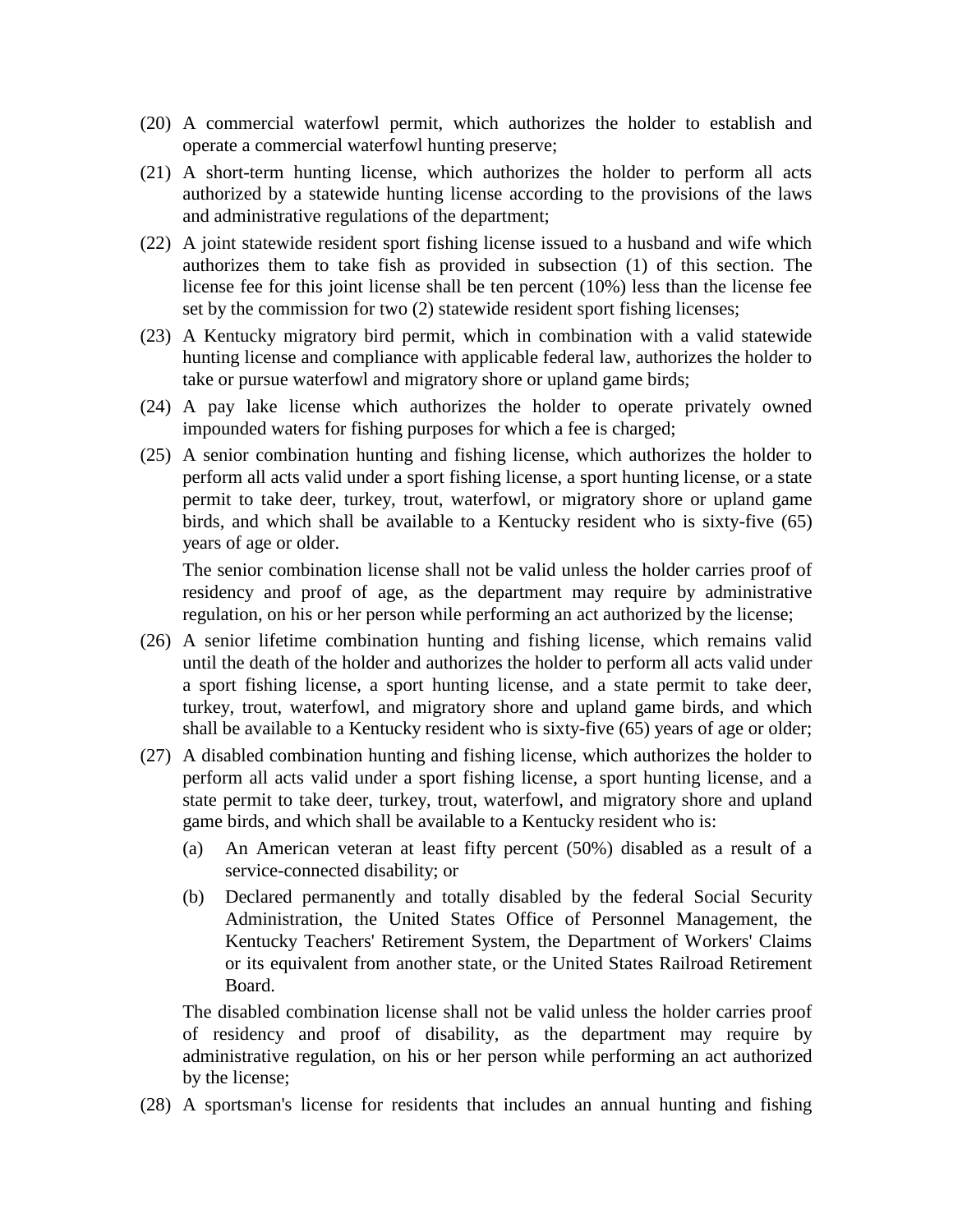(20) A commercial waterfowl permit, which authorizes the holder to establish and operate a commercial waterfowl hunting preserve;

(21) A short-term hunting license, which authorizes the holder to perform all acts authorized by a statewide hunting license according to the provisions of the laws and administrative regulations of the department;

(22) A joint statewide resident sport fishing license issued to a husband and wife which authorizes them to take fish as provided in subsection (1) of this section. The license fee for this joint license shall be ten percent (10%) less than the license fee set by the commission for two (2) statewide resident sport fishing licenses;

(23) A Kentucky migratory bird permit, which in combination with a valid statewide hunting license and compliance with applicable federal law, authorizes the holder to take or pursue waterfowl and migratory shore or upland game birds;

(24) A pay lake license which authorizes the holder to operate privately owned impounded waters for fishing purposes for which a fee is charged;

(25) A senior combination hunting and fishing license, which authorizes the holder to perform all acts valid under a sport fishing license, a sport hunting license, or a state permit to take deer, turkey, trout, waterfowl, or migratory shore or upland game birds, and which shall be available to a Kentucky resident who is sixty-five (65) years of age or older.

    The senior combination license shall not be valid unless the holder carries proof of residency and proof of age, as the department may require by administrative regulation, on his or her person while performing an act authorized by the license;

(26) A senior lifetime combination hunting and fishing license, which remains valid until the death of the holder and authorizes the holder to perform all acts valid under a sport fishing license, a sport hunting license, and a state permit to take deer, turkey, trout, waterfowl, and migratory shore and upland game birds, and which shall be available to a Kentucky resident who is sixty-five (65) years of age or older;

(27) A disabled combination hunting and fishing license, which authorizes the holder to perform all acts valid under a sport fishing license, a sport hunting license, and a state permit to take deer, turkey, trout, waterfowl, and migratory shore and upland game birds, and which shall be available to a Kentucky resident who is:

    (a) An American veteran at least fifty percent (50%) disabled as a result of a service-connected disability; or

    (b) Declared permanently and totally disabled by the federal Social Security Administration, the United States Office of Personnel Management, the Kentucky Teachers' Retirement System, the Department of Workers' Claims or its equivalent from another state, or the United States Railroad Retirement Board.

    The disabled combination license shall not be valid unless the holder carries proof of residency and proof of disability, as the department may require by administrative regulation, on his or her person while performing an act authorized by the license;

(28) A sportsman's license for residents that includes an annual hunting and fishing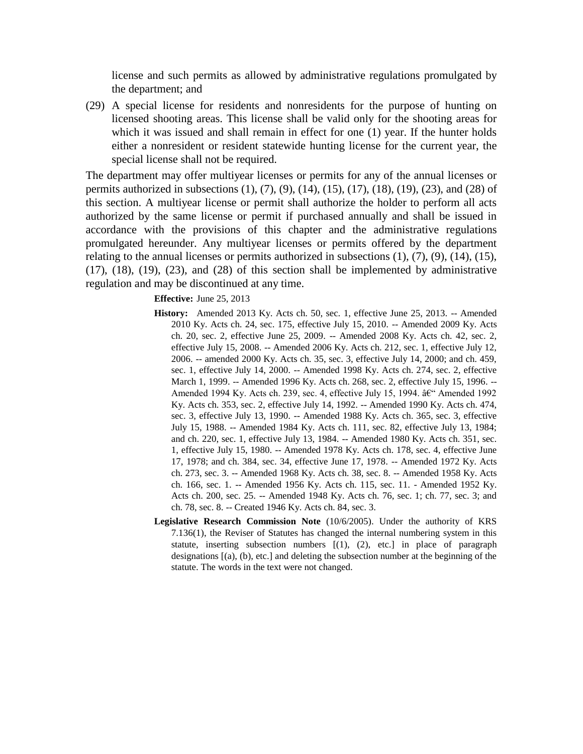license and such permits as allowed by administrative regulations promulgated by the department; and

(29) A special license for residents and nonresidents for the purpose of hunting on licensed shooting areas. This license shall be valid only for the shooting areas for which it was issued and shall remain in effect for one (1) year. If the hunter holds either a nonresident or resident statewide hunting license for the current year, the special license shall not be required.

The department may offer multiyear licenses or permits for any of the annual licenses or permits authorized in subsections (1), (7), (9), (14), (15), (17), (18), (19), (23), and (28) of this section. A multiyear license or permit shall authorize the holder to perform all acts authorized by the same license or permit if purchased annually and shall be issued in accordance with the provisions of this chapter and the administrative regulations promulgated hereunder. Any multiyear licenses or permits offered by the department relating to the annual licenses or permits authorized in subsections (1), (7), (9), (14), (15), (17), (18), (19), (23), and (28) of this section shall be implemented by administrative regulation and may be discontinued at any time.

**Effective:** June 25, 2013

**History:** Amended 2013 Ky. Acts ch. 50, sec. 1, effective June 25, 2013. -- Amended 2010 Ky. Acts ch. 24, sec. 175, effective July 15, 2010. -- Amended 2009 Ky. Acts ch. 20, sec. 2, effective June 25, 2009. -- Amended 2008 Ky. Acts ch. 42, sec. 2, effective July 15, 2008. -- Amended 2006 Ky. Acts ch. 212, sec. 1, effective July 12, 2006. -- amended 2000 Ky. Acts ch. 35, sec. 3, effective July 14, 2000; and ch. 459, sec. 1, effective July 14, 2000. -- Amended 1998 Ky. Acts ch. 274, sec. 2, effective March 1, 1999. -- Amended 1996 Ky. Acts ch. 268, sec. 2, effective July 15, 1996. -- Amended 1994 Ky. Acts ch. 239, sec. 4, effective July 15, 1994. â€“ Amended 1992 Ky. Acts ch. 353, sec. 2, effective July 14, 1992. -- Amended 1990 Ky. Acts ch. 474, sec. 3, effective July 13, 1990. -- Amended 1988 Ky. Acts ch. 365, sec. 3, effective July 15, 1988. -- Amended 1984 Ky. Acts ch. 111, sec. 82, effective July 13, 1984; and ch. 220, sec. 1, effective July 13, 1984. -- Amended 1980 Ky. Acts ch. 351, sec. 1, effective July 15, 1980. -- Amended 1978 Ky. Acts ch. 178, sec. 4, effective June 17, 1978; and ch. 384, sec. 34, effective June 17, 1978. -- Amended 1972 Ky. Acts ch. 273, sec. 3. -- Amended 1968 Ky. Acts ch. 38, sec. 8. -- Amended 1958 Ky. Acts ch. 166, sec. 1. -- Amended 1956 Ky. Acts ch. 115, sec. 11. - Amended 1952 Ky. Acts ch. 200, sec. 25. -- Amended 1948 Ky. Acts ch. 76, sec. 1; ch. 77, sec. 3; and ch. 78, sec. 8. -- Created 1946 Ky. Acts ch. 84, sec. 3.

**Legislative Research Commission Note** (10/6/2005). Under the authority of KRS 7.136(1), the Reviser of Statutes has changed the internal numbering system in this statute, inserting subsection numbers [(1), (2), etc.] in place of paragraph designations [(a), (b), etc.] and deleting the subsection number at the beginning of the statute. The words in the text were not changed.